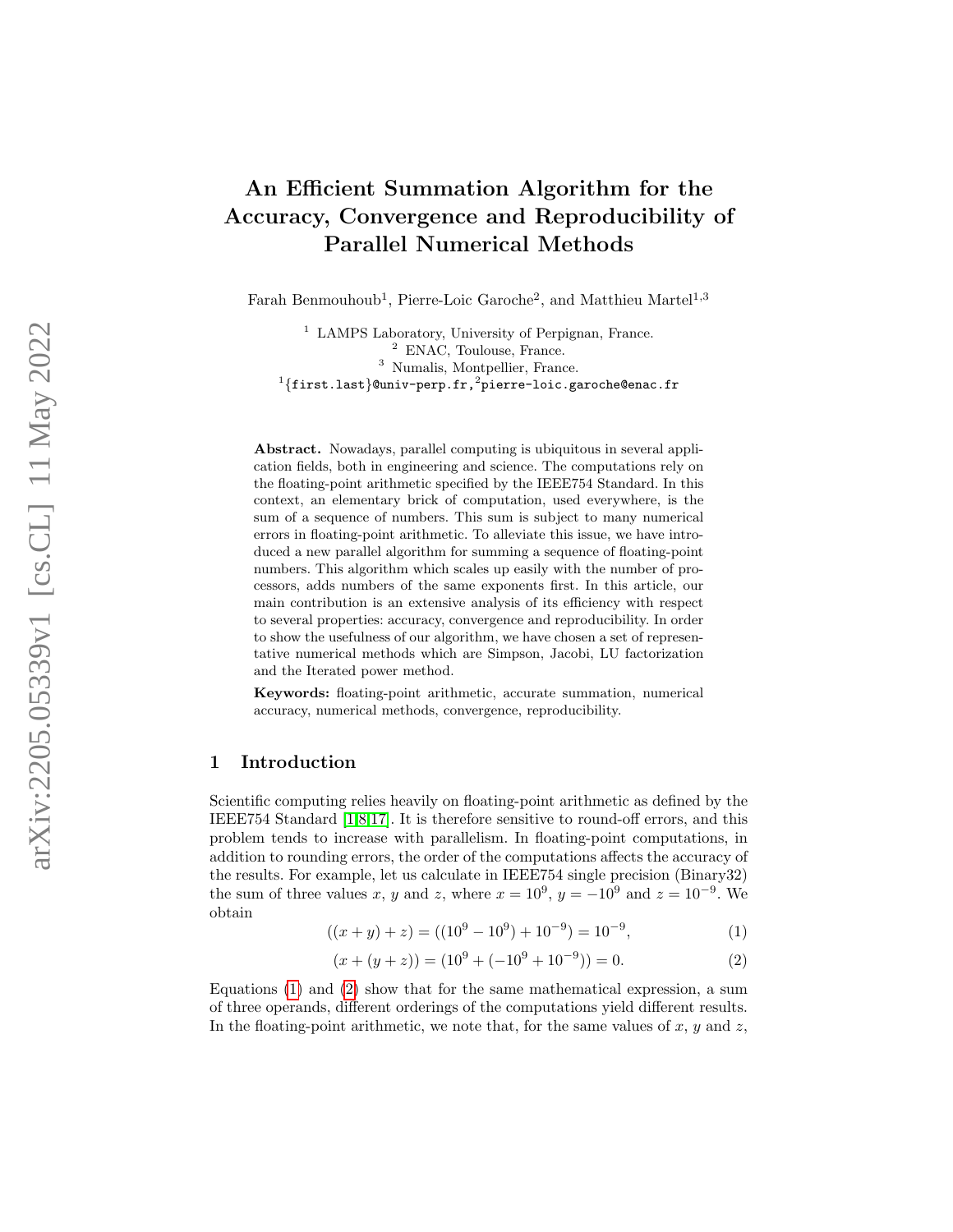# An Efficient Summation Algorithm for the Accuracy, Convergence and Reproducibility of Parallel Numerical Methods

Farah Benmouhoub[1], Pierre-Loic Garoche[2], and Matthieu Martel[1,3]

[1] LAMPS Laboratory, University of Perpignan, France.
[2] ENAC, Toulouse, France.
[3] Numalis, Montpellier, France.
[1]{first.last}@univ-perp.fr,[2]pierre-loic.garoche@enac.fr

**Abstract.** Nowadays, parallel computing is ubiquitous in several application fields, both in engineering and science. The computations rely on the floating-point arithmetic specified by the IEEE754 Standard. In this context, an elementary brick of computation, used everywhere, is the sum of a sequence of numbers. This sum is subject to many numerical errors in floating-point arithmetic. To alleviate this issue, we have introduced a new parallel algorithm for summing a sequence of floating-point numbers. This algorithm which scales up easily with the number of processors, adds numbers of the same exponents first. In this article, our main contribution is an extensive analysis of its efficiency with respect to several properties: accuracy, convergence and reproducibility. In order to show the usefulness of our algorithm, we have chosen a set of representative numerical methods which are Simpson, Jacobi, LU factorization and the Iterated power method.

**Keywords:** floating-point arithmetic, accurate summation, numerical accuracy, numerical methods, convergence, reproducibility.

## 1 Introduction

Scientific computing relies heavily on floating-point arithmetic as defined by the IEEE754 Standard [1,8,17]. It is therefore sensitive to round-off errors, and this problem tends to increase with parallelism. In floating-point computations, in addition to rounding errors, the order of the computations affects the accuracy of the results. For example, let us calculate in IEEE754 single precision (Binary32) the sum of three values $x$, $y$ and $z$, where $x = 10^9$, $y = -10^9$ and $z = 10^{-9}$. We obtain

$$((x + y) + z) = ((10^9 - 10^9) + 10^{-9}) = 10^{-9}, \tag{1}$$

$$(x + (y + z)) = (10^9 + (-10^9 + 10^{-9})) = 0. \tag{2}$$

Equations (1) and (2) show that for the same mathematical expression, a sum of three operands, different orderings of the computations yield different results. In the floating-point arithmetic, we note that, for the same values of $x$, $y$ and $z$,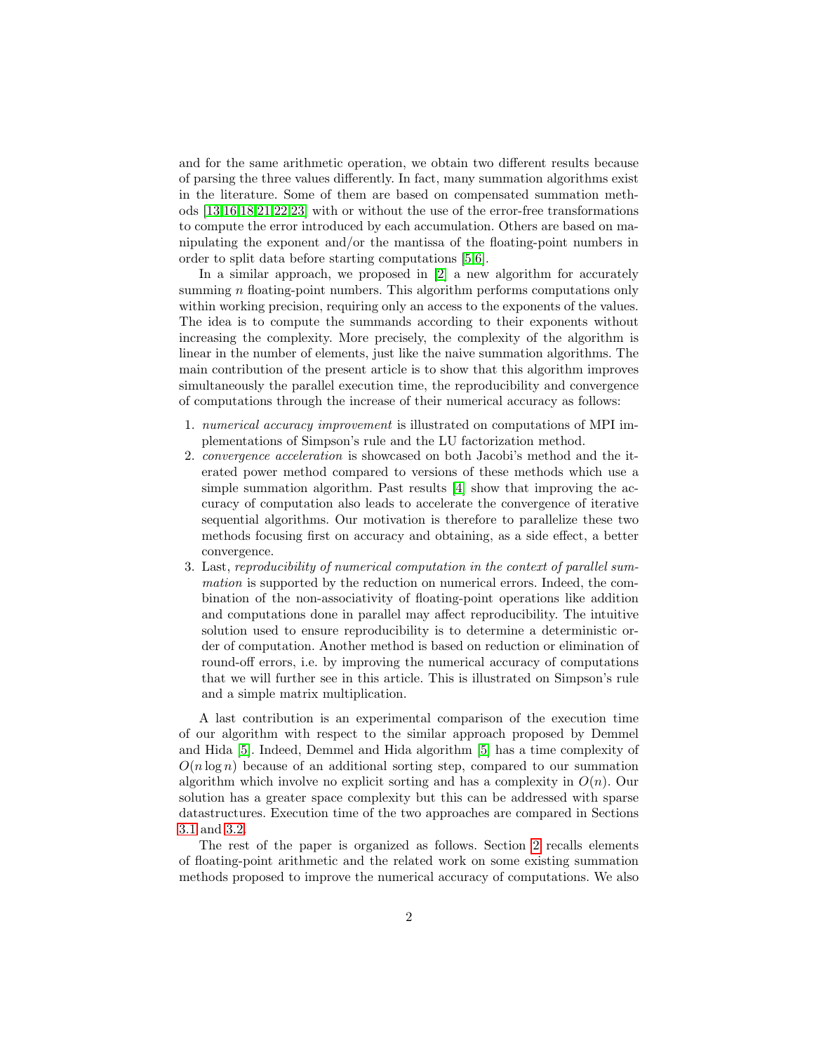and for the same arithmetic operation, we obtain two different results because of parsing the three values differently. In fact, many summation algorithms exist in the literature. Some of them are based on compensated summation methods [13,16,18,21,22,23] with or without the use of the error-free transformations to compute the error introduced by each accumulation. Others are based on manipulating the exponent and/or the mantissa of the floating-point numbers in order to split data before starting computations [5,6].

In a similar approach, we proposed in [2] a new algorithm for accurately summing $n$ floating-point numbers. This algorithm performs computations only within working precision, requiring only an access to the exponents of the values. The idea is to compute the summands according to their exponents without increasing the complexity. More precisely, the complexity of the algorithm is linear in the number of elements, just like the naive summation algorithms. The main contribution of the present article is to show that this algorithm improves simultaneously the parallel execution time, the reproducibility and convergence of computations through the increase of their numerical accuracy as follows:

1. *numerical accuracy improvement* is illustrated on computations of MPI implementations of Simpson's rule and the LU factorization method.
2. *convergence acceleration* is showcased on both Jacobi's method and the iterated power method compared to versions of these methods which use a simple summation algorithm. Past results [4] show that improving the accuracy of computation also leads to accelerate the convergence of iterative sequential algorithms. Our motivation is therefore to parallelize these two methods focusing first on accuracy and obtaining, as a side effect, a better convergence.
3. Last, *reproducibility of numerical computation in the context of parallel summation* is supported by the reduction on numerical errors. Indeed, the combination of the non-associativity of floating-point operations like addition and computations done in parallel may affect reproducibility. The intuitive solution used to ensure reproducibility is to determine a deterministic order of computation. Another method is based on reduction or elimination of round-off errors, i.e. by improving the numerical accuracy of computations that we will further see in this article. This is illustrated on Simpson's rule and a simple matrix multiplication.

A last contribution is an experimental comparison of the execution time of our algorithm with respect to the similar approach proposed by Demmel and Hida [5]. Indeed, Demmel and Hida algorithm [5] has a time complexity of $O(n \log n)$ because of an additional sorting step, compared to our summation algorithm which involve no explicit sorting and has a complexity in $O(n)$. Our solution has a greater space complexity but this can be addressed with sparse datastructures. Execution time of the two approaches are compared in Sections 3.1 and 3.2.

The rest of the paper is organized as follows. Section 2 recalls elements of floating-point arithmetic and the related work on some existing summation methods proposed to improve the numerical accuracy of computations. We also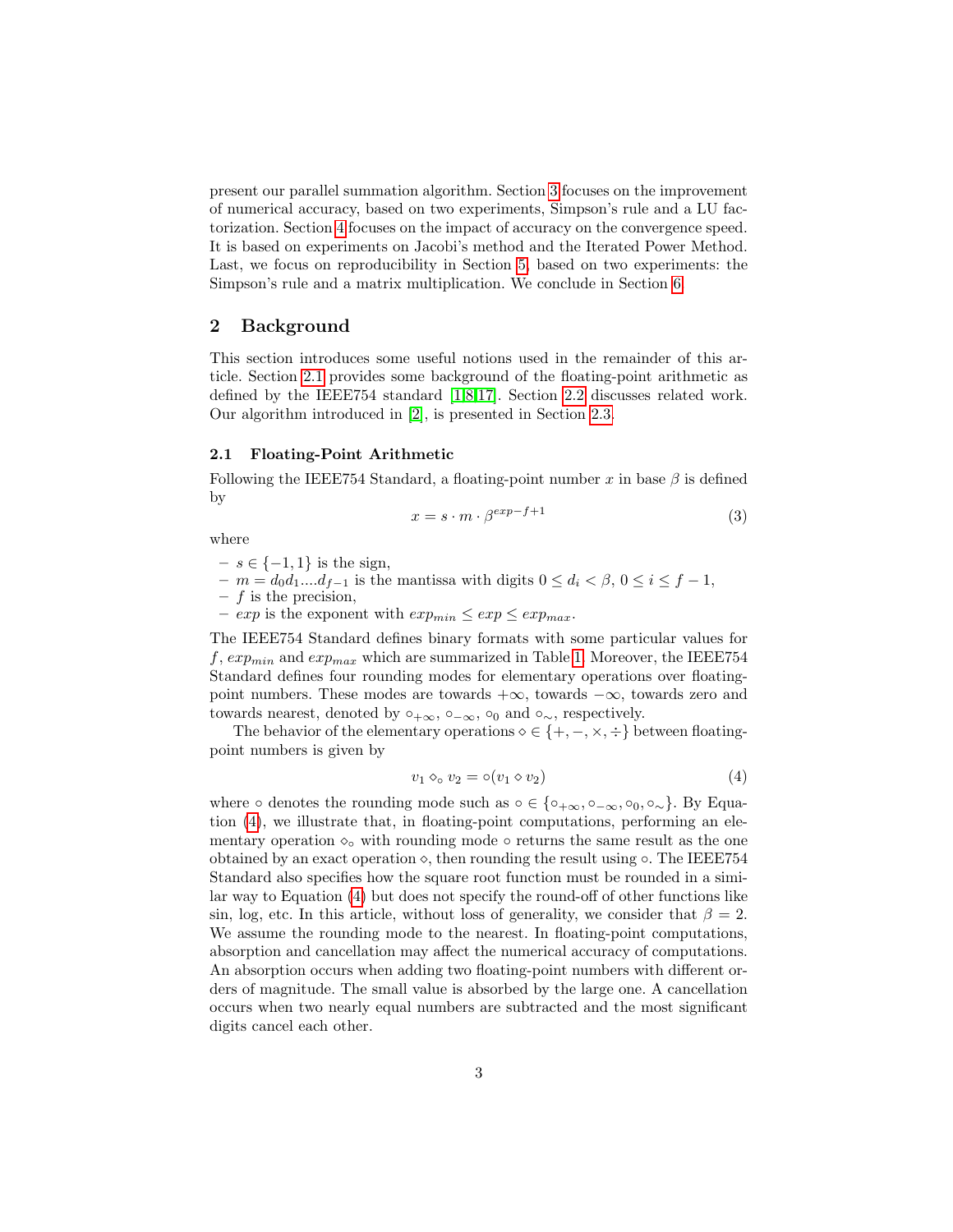present our parallel summation algorithm. Section 3 focuses on the improvement of numerical accuracy, based on two experiments, Simpson's rule and a LU factorization. Section 4 focuses on the impact of accuracy on the convergence speed. It is based on experiments on Jacobi's method and the Iterated Power Method. Last, we focus on reproducibility in Section 5, based on two experiments: the Simpson's rule and a matrix multiplication. We conclude in Section 6.

## 2 Background

This section introduces some useful notions used in the remainder of this article. Section 2.1 provides some background of the floating-point arithmetic as defined by the IEEE754 standard [1,8,17]. Section 2.2 discusses related work. Our algorithm introduced in [2], is presented in Section 2.3.

### 2.1 Floating-Point Arithmetic

Following the IEEE754 Standard, a floating-point number $x$ in base $\beta$ is defined by

$$x = s \cdot m \cdot \beta^{exp-f+1} \tag{3}$$

where

- $s \in \{-1, 1\}$ is the sign,
- $m = d_0 d_1 \ldots . d_{f-1}$ is the mantissa with digits $0 \leq d_i < \beta$, $0 \leq i \leq f-1$,
- $f$ is the precision,
- $exp$ is the exponent with $exp_{min} \leq exp \leq exp_{max}$.

The IEEE754 Standard defines binary formats with some particular values for $f$, $exp_{min}$ and $exp_{max}$ which are summarized in Table 1. Moreover, the IEEE754 Standard defines four rounding modes for elementary operations over floating-point numbers. These modes are towards $+\infty$, towards $-\infty$, towards zero and towards nearest, denoted by $\circ_{+\infty}$, $\circ_{-\infty}$, $\circ_0$ and $\circ_{\sim}$, respectively.

The behavior of the elementary operations $\diamond \in \{+, -, \times, \div\}$ between floating-point numbers is given by

$$v_1 \diamond_{\circ} v_2 = \circ(v_1 \diamond v_2) \tag{4}$$

where $\circ$ denotes the rounding mode such as $\circ \in \{\circ_{+\infty}, \circ_{-\infty}, \circ_0, \circ_{\sim}\}$. By Equation (4), we illustrate that, in floating-point computations, performing an elementary operation $\diamond_{\circ}$ with rounding mode $\circ$ returns the same result as the one obtained by an exact operation $\diamond$, then rounding the result using $\circ$. The IEEE754 Standard also specifies how the square root function must be rounded in a similar way to Equation (4) but does not specify the round-off of other functions like sin, log, etc. In this article, without loss of generality, we consider that $\beta = 2$. We assume the rounding mode to the nearest. In floating-point computations, absorption and cancellation may affect the numerical accuracy of computations. An absorption occurs when adding two floating-point numbers with different orders of magnitude. The small value is absorbed by the large one. A cancellation occurs when two nearly equal numbers are subtracted and the most significant digits cancel each other.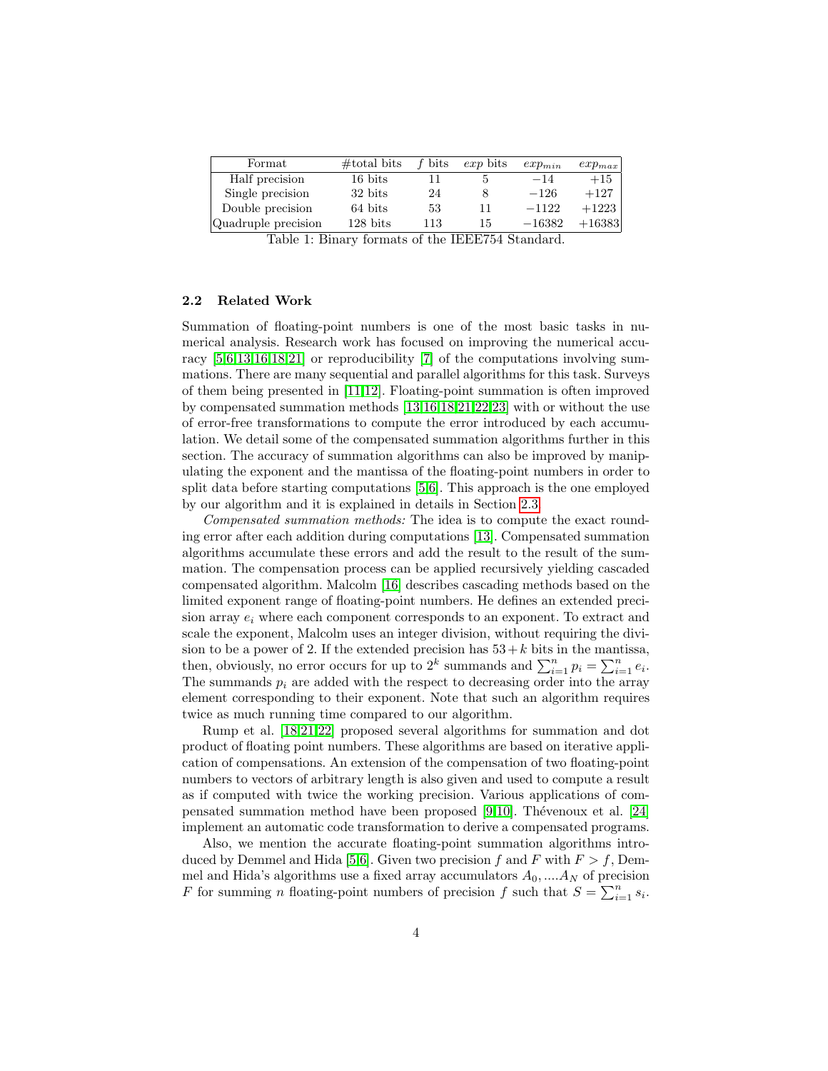| Format | #total bits | $f$ bits | $exp$ bits | $exp_{min}$ | $exp_{max}$ |
|---|---|---|---|---|---|
| Half precision | 16 bits | 11 | 5 | $-14$ | $+15$ |
| Single precision | 32 bits | 24 | 8 | $-126$ | $+127$ |
| Double precision | 64 bits | 53 | 11 | $-1122$ | $+1223$ |
| Quadruple precision | 128 bits | 113 | 15 | $-16382$ | $+16383$ |

Table 1: Binary formats of the IEEE754 Standard.

### 2.2 Related Work

Summation of floating-point numbers is one of the most basic tasks in numerical analysis. Research work has focused on improving the numerical accuracy [5,6,13,16,18,21] or reproducibility [7] of the computations involving summations. There are many sequential and parallel algorithms for this task. Surveys of them being presented in [11,12]. Floating-point summation is often improved by compensated summation methods [13,16,18,21,22,23] with or without the use of error-free transformations to compute the error introduced by each accumulation. We detail some of the compensated summation algorithms further in this section. The accuracy of summation algorithms can also be improved by manipulating the exponent and the mantissa of the floating-point numbers in order to split data before starting computations [5,6]. This approach is the one employed by our algorithm and it is explained in details in Section 2.3.

*Compensated summation methods:* The idea is to compute the exact rounding error after each addition during computations [13]. Compensated summation algorithms accumulate these errors and add the result to the result of the summation. The compensation process can be applied recursively yielding cascaded compensated algorithm. Malcolm [16] describes cascading methods based on the limited exponent range of floating-point numbers. He defines an extended precision array $e_i$ where each component corresponds to an exponent. To extract and scale the exponent, Malcolm uses an integer division, without requiring the division to be a power of 2. If the extended precision has $53+k$ bits in the mantissa, then, obviously, no error occurs for up to $2^k$ summands and $\sum_{i=1}^{n} p_i = \sum_{i=1}^{n} e_i$. The summands $p_i$ are added with the respect to decreasing order into the array element corresponding to their exponent. Note that such an algorithm requires twice as much running time compared to our algorithm.

Rump et al. [18,21,22] proposed several algorithms for summation and dot product of floating point numbers. These algorithms are based on iterative application of compensations. An extension of the compensation of two floating-point numbers to vectors of arbitrary length is also given and used to compute a result as if computed with twice the working precision. Various applications of compensated summation method have been proposed [9,10]. Thévenoux et al. [24] implement an automatic code transformation to derive a compensated programs.

Also, we mention the accurate floating-point summation algorithms introduced by Demmel and Hida [5,6]. Given two precision $f$ and $F$ with $F > f$, Demmel and Hida's algorithms use a fixed array accumulators $A_0, ....A_N$ of precision $F$ for summing $n$ floating-point numbers of precision $f$ such that $S = \sum_{i=1}^{n} s_i$.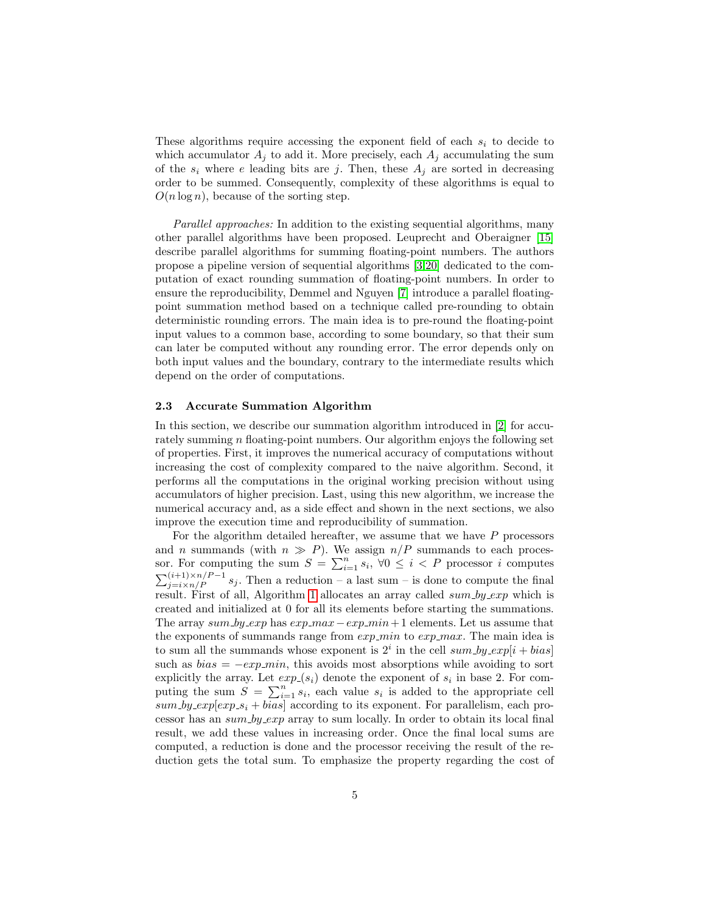These algorithms require accessing the exponent field of each $s_i$ to decide to which accumulator $A_j$ to add it. More precisely, each $A_j$ accumulating the sum of the $s_i$ where $e$ leading bits are $j$. Then, these $A_j$ are sorted in decreasing order to be summed. Consequently, complexity of these algorithms is equal to $O(n \log n)$, because of the sorting step.

*Parallel approaches:* In addition to the existing sequential algorithms, many other parallel algorithms have been proposed. Leuprecht and Oberaigner [15] describe parallel algorithms for summing floating-point numbers. The authors propose a pipeline version of sequential algorithms [3,20] dedicated to the computation of exact rounding summation of floating-point numbers. In order to ensure the reproducibility, Demmel and Nguyen [7] introduce a parallel floating-point summation method based on a technique called pre-rounding to obtain deterministic rounding errors. The main idea is to pre-round the floating-point input values to a common base, according to some boundary, so that their sum can later be computed without any rounding error. The error depends only on both input values and the boundary, contrary to the intermediate results which depend on the order of computations.

### 2.3 Accurate Summation Algorithm

In this section, we describe our summation algorithm introduced in [2] for accurately summing $n$ floating-point numbers. Our algorithm enjoys the following set of properties. First, it improves the numerical accuracy of computations without increasing the cost of complexity compared to the naive algorithm. Second, it performs all the computations in the original working precision without using accumulators of higher precision. Last, using this new algorithm, we increase the numerical accuracy and, as a side effect and shown in the next sections, we also improve the execution time and reproducibility of summation.

For the algorithm detailed hereafter, we assume that we have $P$ processors and $n$ summands (with $n \gg P$). We assign $n/P$ summands to each processor. For computing the sum $S = \sum_{i=1}^{n} s_i$, $\forall 0 \leq i < P$ processor $i$ computes $\sum_{j=i\times n/P}^{(i+1)\times n/P-1} s_j$. Then a reduction – a last sum – is done to compute the final result. First of all, Algorithm 1 allocates an array called *sum_by_exp* which is created and initialized at 0 for all its elements before starting the summations. The array *sum_by_exp* has $exp\_max - exp\_min + 1$ elements. Let us assume that the exponents of summands range from $exp\_min$ to $exp\_max$. The main idea is to sum all the summands whose exponent is $2^i$ in the cell $sum\_by\_exp[i + bias]$ such as $bias = -exp\_min$, this avoids most absorptions while avoiding to sort explicitly the array. Let $exp\_(s_i)$ denote the exponent of $s_i$ in base 2. For computing the sum $S = \sum_{i=1}^{n} s_i$, each value $s_i$ is added to the appropriate cell $sum\_by\_exp[exp\_s_i + bias]$ according to its exponent. For parallelism, each processor has an *sum_by_exp* array to sum locally. In order to obtain its local final result, we add these values in increasing order. Once the final local sums are computed, a reduction is done and the processor receiving the result of the reduction gets the total sum. To emphasize the property regarding the cost of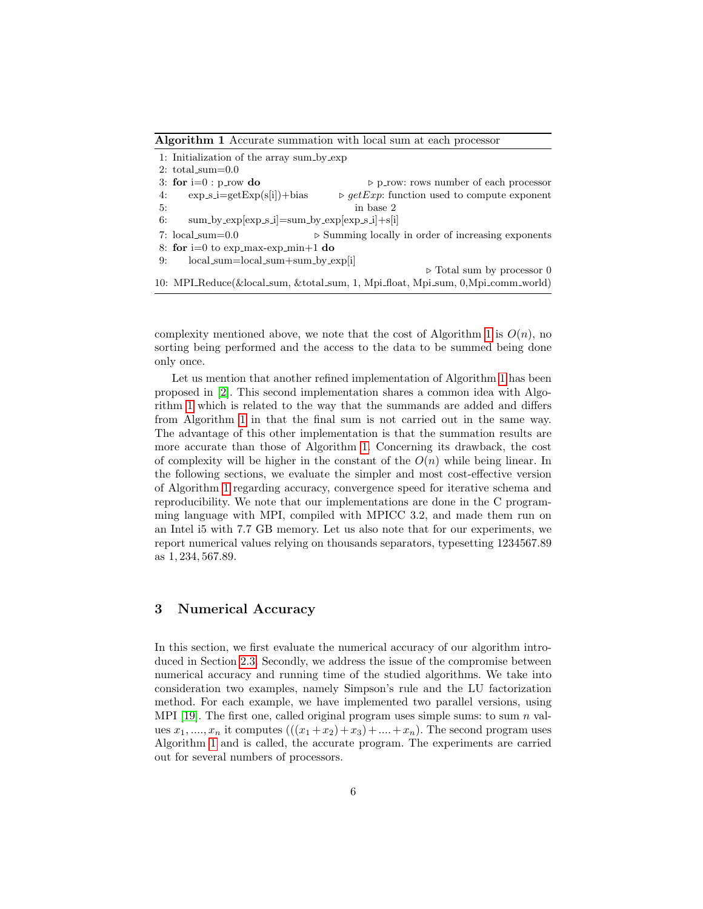**Algorithm 1** Accurate summation with local sum at each processor

```
1: Initialization of the array sum_by_exp
2: total_sum=0.0
3: for i=0 : p_row do                          ▷ p_row: rows number of each processor
4:     exp_s_i=getExp(s[i])+bias         ▷ getExp: function used to compute exponent
5:                                              in base 2
6:     sum_by_exp[exp_s_i]=sum_by_exp[exp_s_i]+s[i]
7: local_sum=0.0                    ▷ Summing locally in order of increasing exponents
8: for i=0 to exp_max-exp_min+1 do
9:     local_sum=local_sum+sum_by_exp[i]
                                                          ▷ Total sum by processor 0
10: MPI_Reduce(&local_sum, &total_sum, 1, Mpi_float, Mpi_sum, 0,Mpi_comm_world)
```

complexity mentioned above, we note that the cost of Algorithm 1 is $O(n)$, no sorting being performed and the access to the data to be summed being done only once.

Let us mention that another refined implementation of Algorithm 1 has been proposed in [2]. This second implementation shares a common idea with Algorithm 1 which is related to the way that the summands are added and differs from Algorithm 1 in that the final sum is not carried out in the same way. The advantage of this other implementation is that the summation results are more accurate than those of Algorithm 1. Concerning its drawback, the cost of complexity will be higher in the constant of the $O(n)$ while being linear. In the following sections, we evaluate the simpler and most cost-effective version of Algorithm 1 regarding accuracy, convergence speed for iterative schema and reproducibility. We note that our implementations are done in the C programming language with MPI, compiled with MPICC 3.2, and made them run on an Intel i5 with 7.7 GB memory. Let us also note that for our experiments, we report numerical values relying on thousands separators, typesetting 1234567.89 as $1,234,567.89$.

## 3 Numerical Accuracy

In this section, we first evaluate the numerical accuracy of our algorithm introduced in Section 2.3. Secondly, we address the issue of the compromise between numerical accuracy and running time of the studied algorithms. We take into consideration two examples, namely Simpson's rule and the LU factorization method. For each example, we have implemented two parallel versions, using MPI [19]. The first one, called original program uses simple sums: to sum $n$ values $x_1, ...., x_n$ it computes $(((x_1+x_2)+x_3)+....+x_n)$. The second program uses Algorithm 1 and is called, the accurate program. The experiments are carried out for several numbers of processors.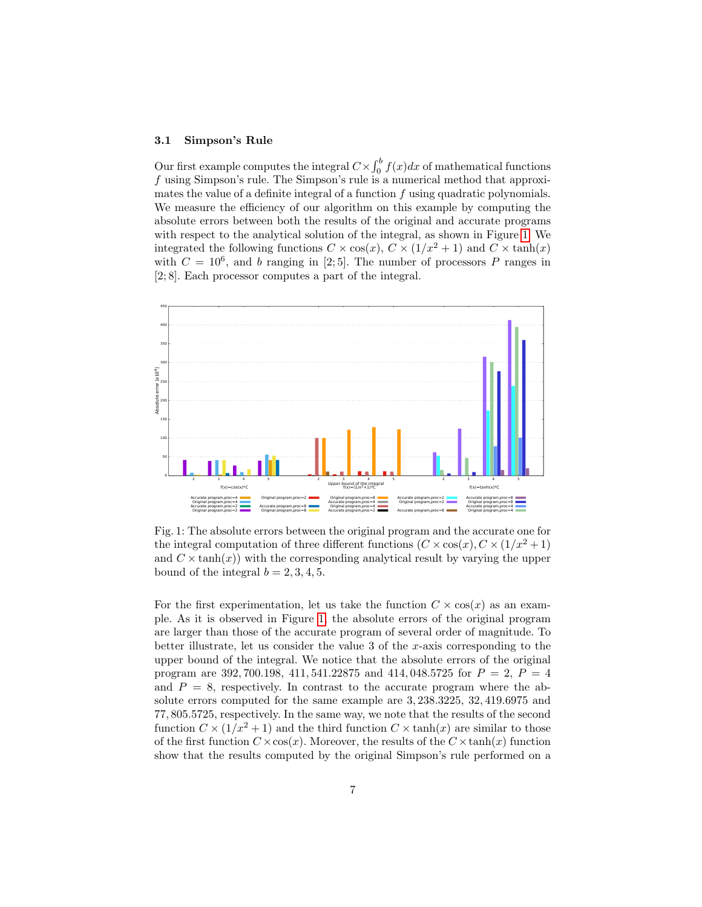### 3.1 Simpson's Rule

Our first example computes the integral $C \times \int_0^b f(x)dx$ of mathematical functions $f$ using Simpson's rule. The Simpson's rule is a numerical method that approximates the value of a definite integral of a function $f$ using quadratic polynomials. We measure the efficiency of our algorithm on this example by computing the absolute errors between both the results of the original and accurate programs with respect to the analytical solution of the integral, as shown in Figure 1. We integrated the following functions $C \times \cos(x)$, $C \times (1/x^2 + 1)$ and $C \times \tanh(x)$ with $C = 10^6$, and $b$ ranging in $[2; 5]$. The number of processors $P$ ranges in $[2; 8]$. Each processor computes a part of the integral.

Fig. 1: The absolute errors between the original program and the accurate one for the integral computation of three different functions ($C \times \cos(x), C \times (1/x^2 + 1)$ and $C \times \tanh(x)$) with the corresponding analytical result by varying the upper bound of the integral $b = 2, 3, 4, 5$.

For the first experimentation, let us take the function $C \times \cos(x)$ as an example. As it is observed in Figure 1, the absolute errors of the original program are larger than those of the accurate program of several order of magnitude. To better illustrate, let us consider the value 3 of the $x$-axis corresponding to the upper bound of the integral. We notice that the absolute errors of the original program are 392, 700.198, 411, 541.22875 and 414, 048.5725 for $P = 2$, $P = 4$ and $P = 8$, respectively. In contrast to the accurate program where the absolute errors computed for the same example are 3, 238.3225, 32, 419.6975 and 77, 805.5725, respectively. In the same way, we note that the results of the second function $C \times (1/x^2 + 1)$ and the third function $C \times \tanh(x)$ are similar to those of the first function $C \times \cos(x)$. Moreover, the results of the $C \times \tanh(x)$ function show that the results computed by the original Simpson's rule performed on a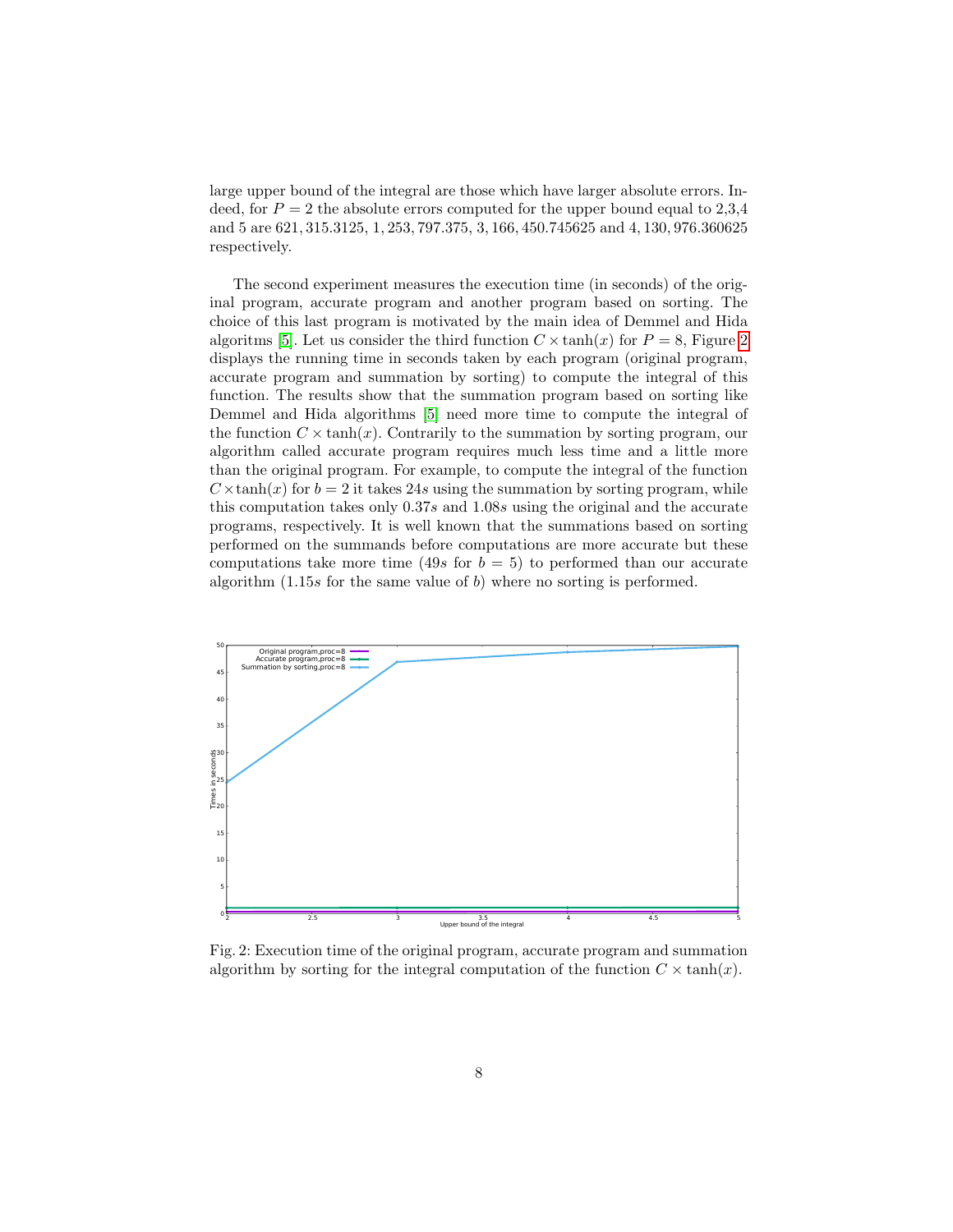large upper bound of the integral are those which have larger absolute errors. Indeed, for $P = 2$ the absolute errors computed for the upper bound equal to 2,3,4 and 5 are 621, 315.3125, 1, 253, 797.375, 3, 166, 450.745625 and 4, 130, 976.360625 respectively.

The second experiment measures the execution time (in seconds) of the original program, accurate program and another program based on sorting. The choice of this last program is motivated by the main idea of Demmel and Hida algoritms [5]. Let us consider the third function $C \times \tanh(x)$ for $P = 8$, Figure 2 displays the running time in seconds taken by each program (original program, accurate program and summation by sorting) to compute the integral of this function. The results show that the summation program based on sorting like Demmel and Hida algorithms [5] need more time to compute the integral of the function $C \times \tanh(x)$. Contrarily to the summation by sorting program, our algorithm called accurate program requires much less time and a little more than the original program. For example, to compute the integral of the function $C \times \tanh(x)$ for $b = 2$ it takes $24s$ using the summation by sorting program, while this computation takes only $0.37s$ and $1.08s$ using the original and the accurate programs, respectively. It is well known that the summations based on sorting performed on the summands before computations are more accurate but these computations take more time ($49s$ for $b = 5$) to performed than our accurate algorithm ($1.15s$ for the same value of $b$) where no sorting is performed.

Fig. 2: Execution time of the original program, accurate program and summation algorithm by sorting for the integral computation of the function $C \times \tanh(x)$.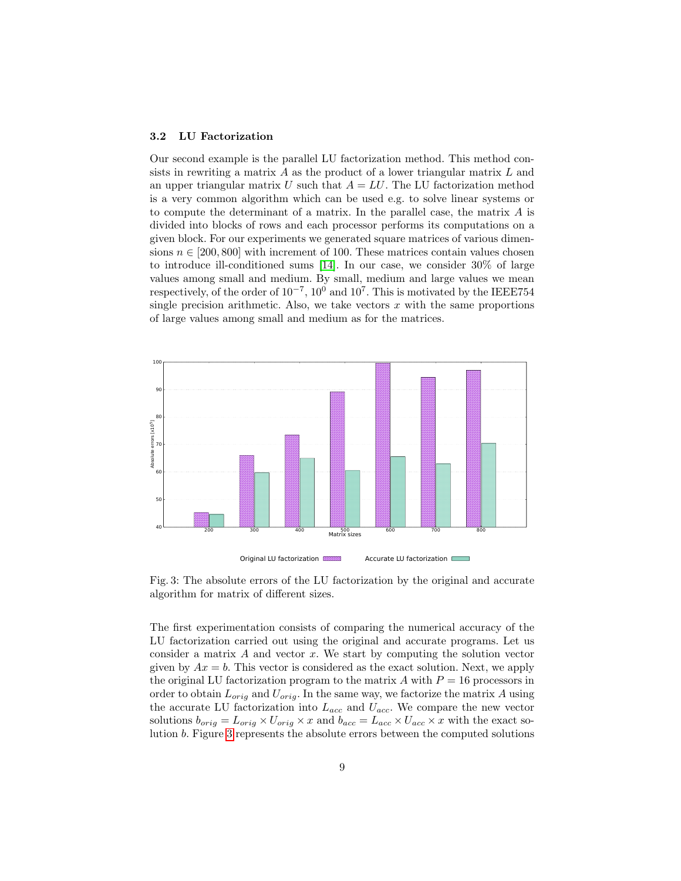### 3.2 LU Factorization

Our second example is the parallel LU factorization method. This method consists in rewriting a matrix $A$ as the product of a lower triangular matrix $L$ and an upper triangular matrix $U$ such that $A = LU$. The LU factorization method is a very common algorithm which can be used e.g. to solve linear systems or to compute the determinant of a matrix. In the parallel case, the matrix $A$ is divided into blocks of rows and each processor performs its computations on a given block. For our experiments we generated square matrices of various dimensions $n \in [200, 800]$ with increment of 100. These matrices contain values chosen to introduce ill-conditioned sums [14]. In our case, we consider 30% of large values among small and medium. By small, medium and large values we mean respectively, of the order of $10^{-7}$, $10^{0}$ and $10^{7}$. This is motivated by the IEEE754 single precision arithmetic. Also, we take vectors $x$ with the same proportions of large values among small and medium as for the matrices.

Fig. 3: The absolute errors of the LU factorization by the original and accurate algorithm for matrix of different sizes.

The first experimentation consists of comparing the numerical accuracy of the LU factorization carried out using the original and accurate programs. Let us consider a matrix $A$ and vector $x$. We start by computing the solution vector given by $Ax = b$. This vector is considered as the exact solution. Next, we apply the original LU factorization program to the matrix $A$ with $P = 16$ processors in order to obtain $L_{orig}$ and $U_{orig}$. In the same way, we factorize the matrix $A$ using the accurate LU factorization into $L_{acc}$ and $U_{acc}$. We compare the new vector solutions $b_{orig} = L_{orig} \times U_{orig} \times x$ and $b_{acc} = L_{acc} \times U_{acc} \times x$ with the exact solution $b$. Figure 3 represents the absolute errors between the computed solutions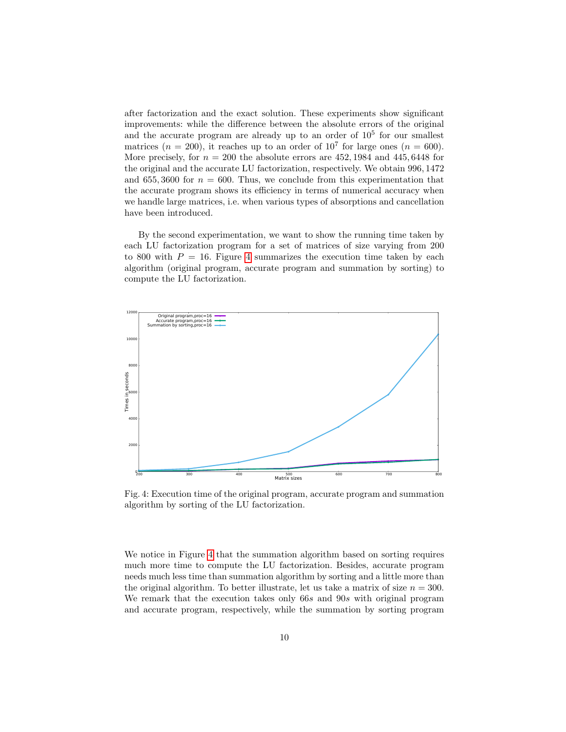after factorization and the exact solution. These experiments show significant improvements: while the difference between the absolute errors of the original and the accurate program are already up to an order of $10^5$ for our smallest matrices ($n = 200$), it reaches up to an order of $10^7$ for large ones ($n = 600$). More precisely, for $n = 200$ the absolute errors are 452, 1984 and 445, 6448 for the original and the accurate LU factorization, respectively. We obtain 996, 1472 and 655, 3600 for $n = 600$. Thus, we conclude from this experimentation that the accurate program shows its efficiency in terms of numerical accuracy when we handle large matrices, i.e. when various types of absorptions and cancellation have been introduced.

By the second experimentation, we want to show the running time taken by each LU factorization program for a set of matrices of size varying from 200 to 800 with $P = 16$. Figure 4 summarizes the execution time taken by each algorithm (original program, accurate program and summation by sorting) to compute the LU factorization.

Fig. 4: Execution time of the original program, accurate program and summation algorithm by sorting of the LU factorization.

We notice in Figure 4 that the summation algorithm based on sorting requires much more time to compute the LU factorization. Besides, accurate program needs much less time than summation algorithm by sorting and a little more than the original algorithm. To better illustrate, let us take a matrix of size $n = 300$. We remark that the execution takes only $66s$ and $90s$ with original program and accurate program, respectively, while the summation by sorting program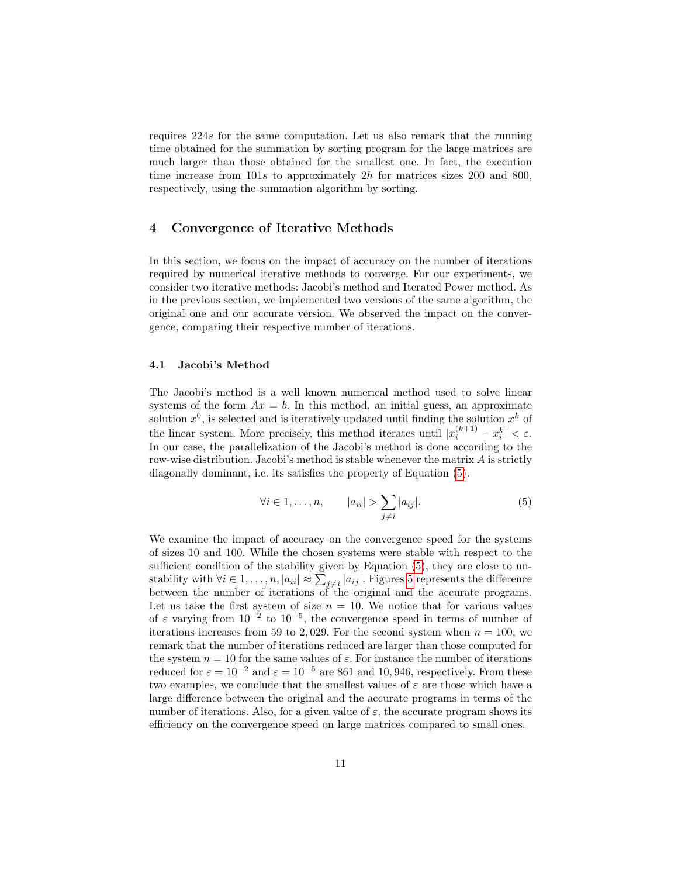requires $224s$ for the same computation. Let us also remark that the running time obtained for the summation by sorting program for the large matrices are much larger than those obtained for the smallest one. In fact, the execution time increase from $101s$ to approximately $2h$ for matrices sizes 200 and 800, respectively, using the summation algorithm by sorting.

## 4 Convergence of Iterative Methods

In this section, we focus on the impact of accuracy on the number of iterations required by numerical iterative methods to converge. For our experiments, we consider two iterative methods: Jacobi's method and Iterated Power method. As in the previous section, we implemented two versions of the same algorithm, the original one and our accurate version. We observed the impact on the convergence, comparing their respective number of iterations.

### 4.1 Jacobi's Method

The Jacobi's method is a well known numerical method used to solve linear systems of the form $Ax = b$. In this method, an initial guess, an approximate solution $x^0$, is selected and is iteratively updated until finding the solution $x^k$ of the linear system. More precisely, this method iterates until $|x_i^{(k+1)} - x_i^k| < \varepsilon$. In our case, the parallelization of the Jacobi's method is done according to the row-wise distribution. Jacobi's method is stable whenever the matrix $A$ is strictly diagonally dominant, i.e. its satisfies the property of Equation (5).

$$\forall i \in 1, \ldots, n, \qquad |a_{ii}| > \sum_{j \neq i} |a_{ij}|. \tag{5}$$

We examine the impact of accuracy on the convergence speed for the systems of sizes 10 and 100. While the chosen systems were stable with respect to the sufficient condition of the stability given by Equation (5), they are close to unstability with $\forall i \in 1, \ldots, n, |a_{ii}| \approx \sum_{j \neq i} |a_{ij}|$. Figures 5 represents the difference between the number of iterations of the original and the accurate programs. Let us take the first system of size $n = 10$. We notice that for various values of $\varepsilon$ varying from $10^{-2}$ to $10^{-5}$, the convergence speed in terms of number of iterations increases from 59 to 2,029. For the second system when $n = 100$, we remark that the number of iterations reduced are larger than those computed for the system $n = 10$ for the same values of $\varepsilon$. For instance the number of iterations reduced for $\varepsilon = 10^{-2}$ and $\varepsilon = 10^{-5}$ are 861 and 10,946, respectively. From these two examples, we conclude that the smallest values of $\varepsilon$ are those which have a large difference between the original and the accurate programs in terms of the number of iterations. Also, for a given value of $\varepsilon$, the accurate program shows its efficiency on the convergence speed on large matrices compared to small ones.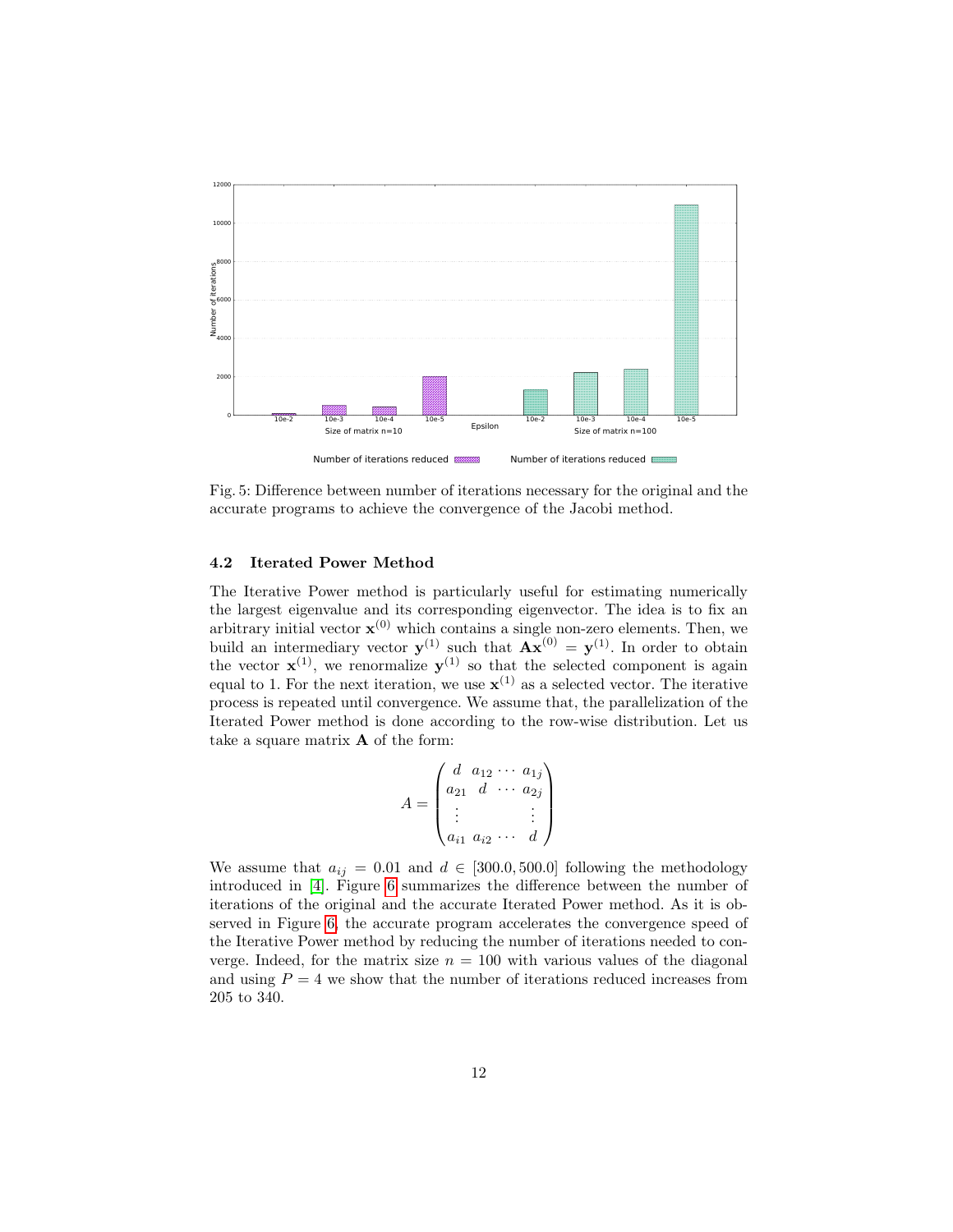Fig. 5: Difference between number of iterations necessary for the original and the accurate programs to achieve the convergence of the Jacobi method.

### 4.2 Iterated Power Method

The Iterative Power method is particularly useful for estimating numerically the largest eigenvalue and its corresponding eigenvector. The idea is to fix an arbitrary initial vector $\mathbf{x}^{(0)}$ which contains a single non-zero elements. Then, we build an intermediary vector $\mathbf{y}^{(1)}$ such that $\mathbf{A}\mathbf{x}^{(0)} = \mathbf{y}^{(1)}$. In order to obtain the vector $\mathbf{x}^{(1)}$, we renormalize $\mathbf{y}^{(1)}$ so that the selected component is again equal to 1. For the next iteration, we use $\mathbf{x}^{(1)}$ as a selected vector. The iterative process is repeated until convergence. We assume that, the parallelization of the Iterated Power method is done according to the row-wise distribution. Let us take a square matrix $\mathbf{A}$ of the form:

$$A = \begin{pmatrix} d & a_{12} \cdots & a_{1j} \\ a_{21} & d \quad \cdots & a_{2j} \\ \vdots & & \vdots \\ a_{i1} & a_{i2} \cdots & d \end{pmatrix}$$

We assume that $a_{ij} = 0.01$ and $d \in [300.0, 500.0]$ following the methodology introduced in [4]. Figure 6 summarizes the difference between the number of iterations of the original and the accurate Iterated Power method. As it is observed in Figure 6, the accurate program accelerates the convergence speed of the Iterative Power method by reducing the number of iterations needed to converge. Indeed, for the matrix size $n = 100$ with various values of the diagonal and using $P = 4$ we show that the number of iterations reduced increases from 205 to 340.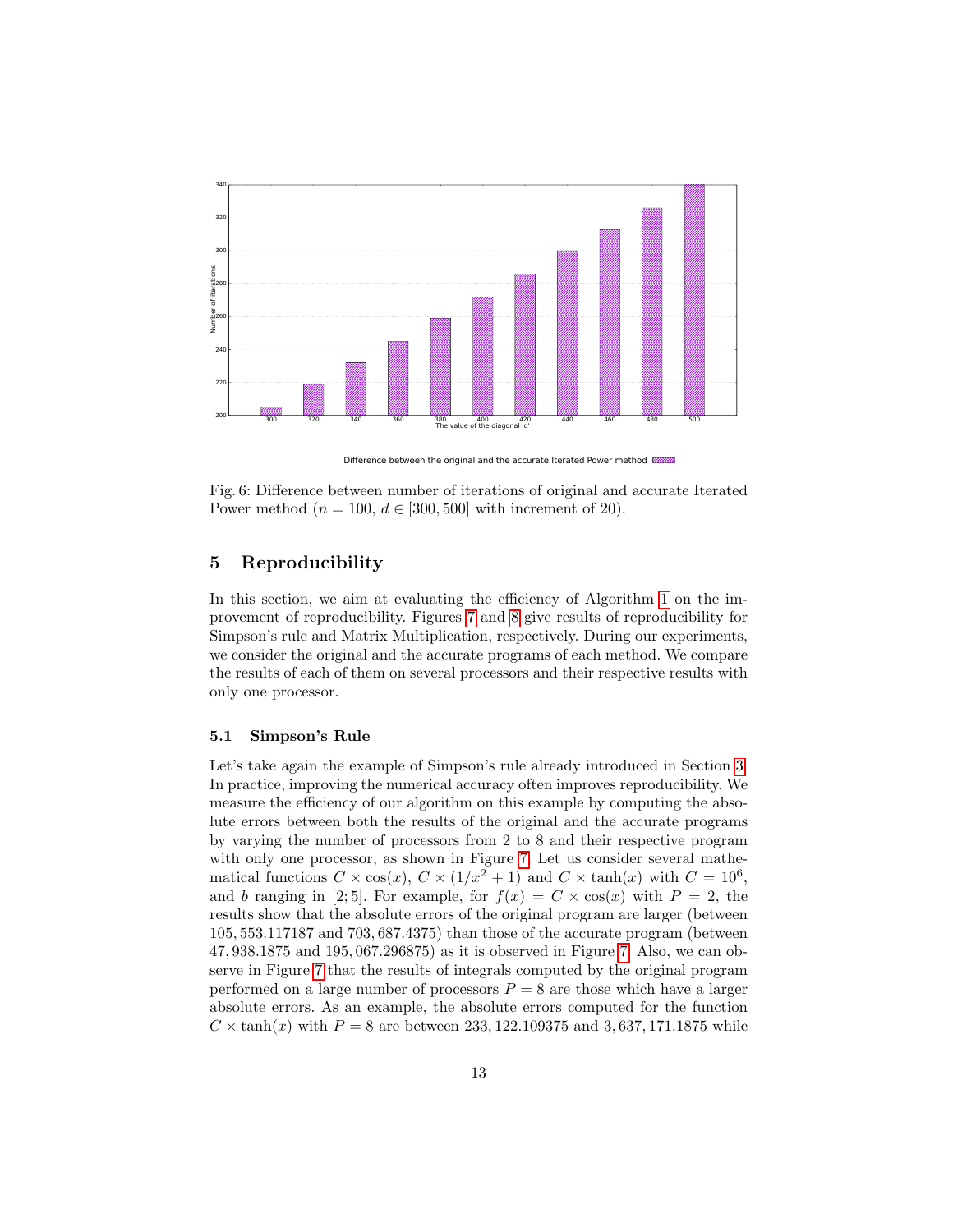Fig. 6: Difference between number of iterations of original and accurate Iterated Power method ($n = 100$, $d \in [300, 500]$ with increment of 20).

## 5 Reproducibility

In this section, we aim at evaluating the efficiency of Algorithm 1 on the improvement of reproducibility. Figures 7 and 8 give results of reproducibility for Simpson's rule and Matrix Multiplication, respectively. During our experiments, we consider the original and the accurate programs of each method. We compare the results of each of them on several processors and their respective results with only one processor.

### 5.1 Simpson's Rule

Let's take again the example of Simpson's rule already introduced in Section 3. In practice, improving the numerical accuracy often improves reproducibility. We measure the efficiency of our algorithm on this example by computing the absolute errors between both the results of the original and the accurate programs by varying the number of processors from 2 to 8 and their respective program with only one processor, as shown in Figure 7. Let us consider several mathematical functions $C \times \cos(x)$, $C \times (1/x^2 + 1)$ and $C \times \tanh(x)$ with $C = 10^6$, and $b$ ranging in $[2; 5]$. For example, for $f(x) = C \times \cos(x)$ with $P = 2$, the results show that the absolute errors of the original program are larger (between $105,553.117187$ and $703,687.4375$) than those of the accurate program (between $47,938.1875$ and $195,067.296875$) as it is observed in Figure 7. Also, we can observe in Figure 7 that the results of integrals computed by the original program performed on a large number of processors $P = 8$ are those which have a larger absolute errors. As an example, the absolute errors computed for the function $C \times \tanh(x)$ with $P = 8$ are between $233,122.109375$ and $3,637,171.1875$ while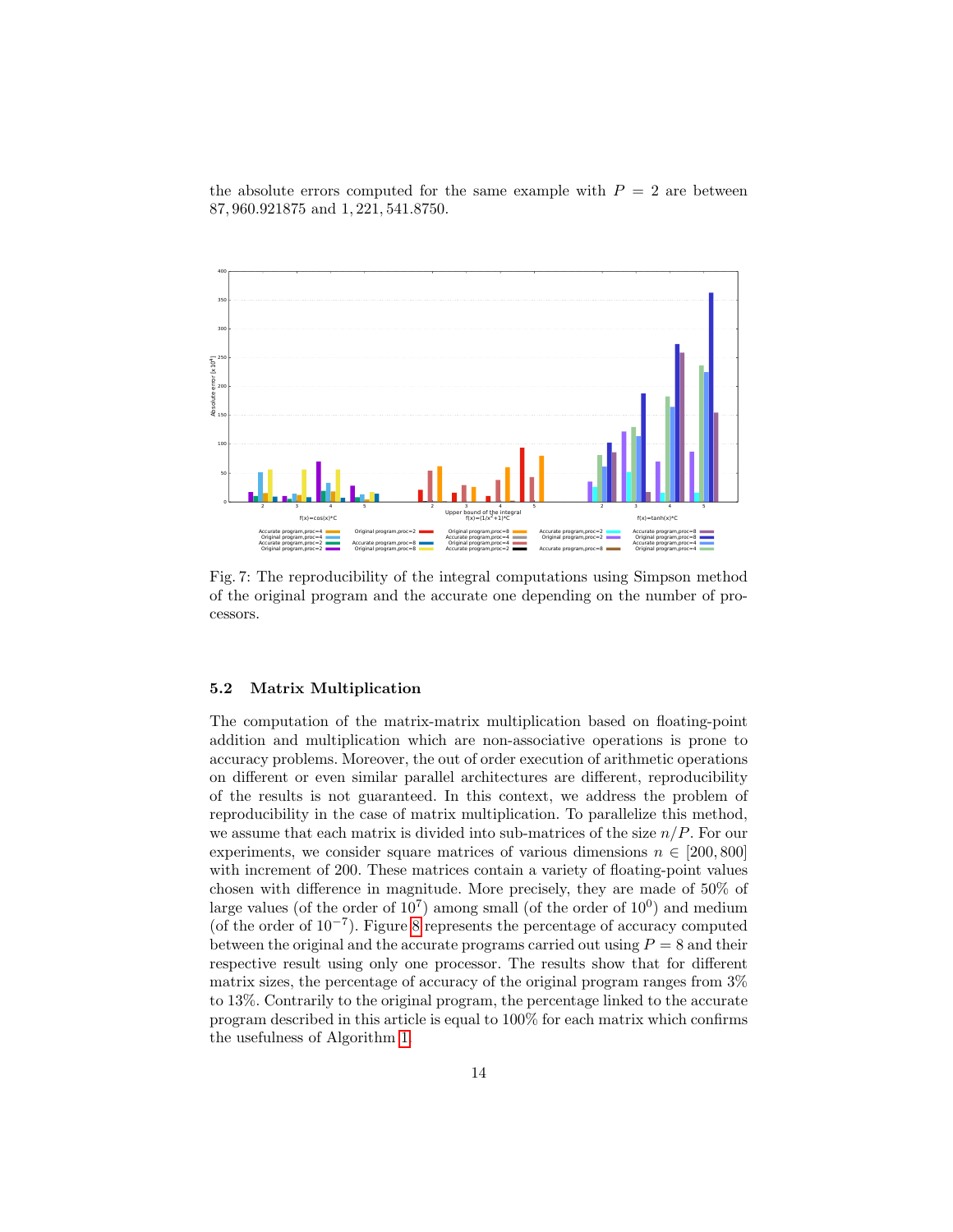the absolute errors computed for the same example with $P = 2$ are between 87,960.921875 and 1,221,541.8750.

Fig. 7: The reproducibility of the integral computations using Simpson method of the original program and the accurate one depending on the number of processors.

### 5.2 Matrix Multiplication

The computation of the matrix-matrix multiplication based on floating-point addition and multiplication which are non-associative operations is prone to accuracy problems. Moreover, the out of order execution of arithmetic operations on different or even similar parallel architectures are different, reproducibility of the results is not guaranteed. In this context, we address the problem of reproducibility in the case of matrix multiplication. To parallelize this method, we assume that each matrix is divided into sub-matrices of the size $n/P$. For our experiments, we consider square matrices of various dimensions $n \in [200, 800]$ with increment of 200. These matrices contain a variety of floating-point values chosen with difference in magnitude. More precisely, they are made of 50% of large values (of the order of $10^7$) among small (of the order of $10^0$) and medium (of the order of $10^{-7}$). Figure 8 represents the percentage of accuracy computed between the original and the accurate programs carried out using $P = 8$ and their respective result using only one processor. The results show that for different matrix sizes, the percentage of accuracy of the original program ranges from 3% to 13%. Contrarily to the original program, the percentage linked to the accurate program described in this article is equal to 100% for each matrix which confirms the usefulness of Algorithm 1.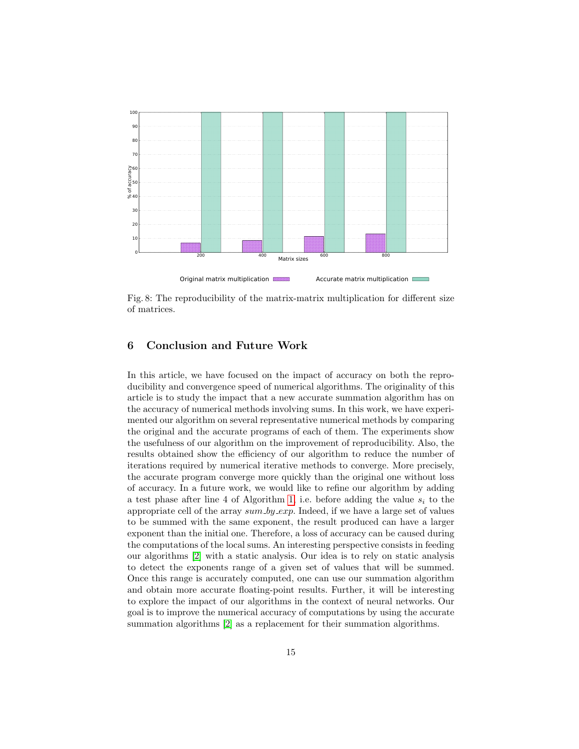Fig. 8: The reproducibility of the matrix-matrix multiplication for different size of matrices.

## 6 Conclusion and Future Work

In this article, we have focused on the impact of accuracy on both the reproducibility and convergence speed of numerical algorithms. The originality of this article is to study the impact that a new accurate summation algorithm has on the accuracy of numerical methods involving sums. In this work, we have experimented our algorithm on several representative numerical methods by comparing the original and the accurate programs of each of them. The experiments show the usefulness of our algorithm on the improvement of reproducibility. Also, the results obtained show the efficiency of our algorithm to reduce the number of iterations required by numerical iterative methods to converge. More precisely, the accurate program converge more quickly than the original one without loss of accuracy. In a future work, we would like to refine our algorithm by adding a test phase after line 4 of Algorithm 1, i.e. before adding the value $s_i$ to the appropriate cell of the array *sum_by_exp*. Indeed, if we have a large set of values to be summed with the same exponent, the result produced can have a larger exponent than the initial one. Therefore, a loss of accuracy can be caused during the computations of the local sums. An interesting perspective consists in feeding our algorithms [2] with a static analysis. Our idea is to rely on static analysis to detect the exponents range of a given set of values that will be summed. Once this range is accurately computed, one can use our summation algorithm and obtain more accurate floating-point results. Further, it will be interesting to explore the impact of our algorithms in the context of neural networks. Our goal is to improve the numerical accuracy of computations by using the accurate summation algorithms [2] as a replacement for their summation algorithms.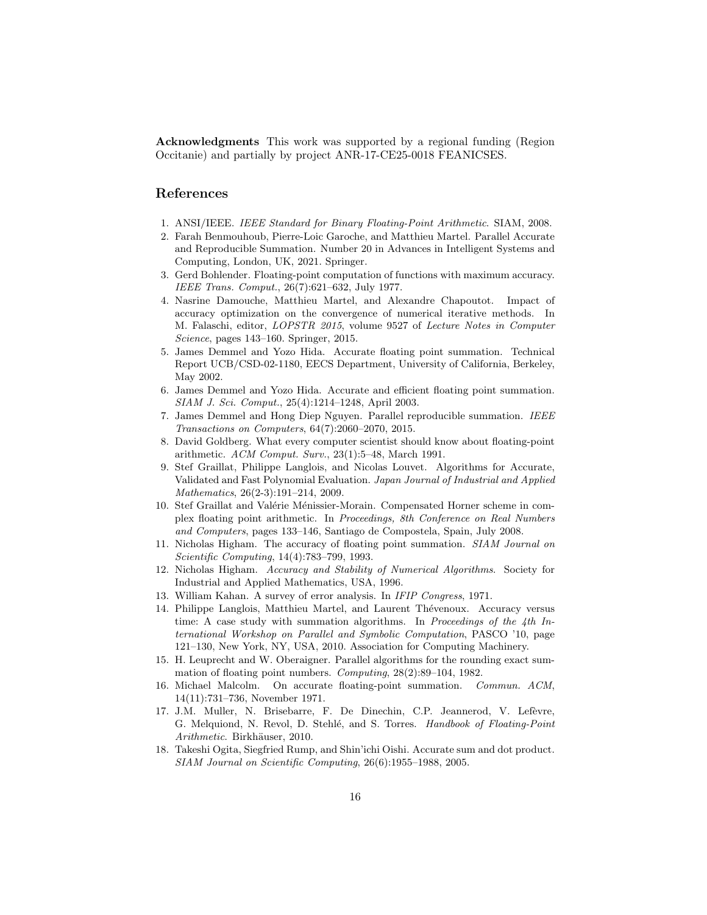**Acknowledgments** This work was supported by a regional funding (Region Occitanie) and partially by project ANR-17-CE25-0018 FEANICSES.

## References

1. ANSI/IEEE. *IEEE Standard for Binary Floating-Point Arithmetic*. SIAM, 2008.
2. Farah Benmouhoub, Pierre-Loic Garoche, and Matthieu Martel. Parallel Accurate and Reproducible Summation. Number 20 in Advances in Intelligent Systems and Computing, London, UK, 2021. Springer.
3. Gerd Bohlender. Floating-point computation of functions with maximum accuracy. *IEEE Trans. Comput.*, 26(7):621–632, July 1977.
4. Nasrine Damouche, Matthieu Martel, and Alexandre Chapoutot. Impact of accuracy optimization on the convergence of numerical iterative methods. In M. Falaschi, editor, *LOPSTR 2015*, volume 9527 of *Lecture Notes in Computer Science*, pages 143–160. Springer, 2015.
5. James Demmel and Yozo Hida. Accurate floating point summation. Technical Report UCB/CSD-02-1180, EECS Department, University of California, Berkeley, May 2002.
6. James Demmel and Yozo Hida. Accurate and efficient floating point summation. *SIAM J. Sci. Comput.*, 25(4):1214–1248, April 2003.
7. James Demmel and Hong Diep Nguyen. Parallel reproducible summation. *IEEE Transactions on Computers*, 64(7):2060–2070, 2015.
8. David Goldberg. What every computer scientist should know about floating-point arithmetic. *ACM Comput. Surv.*, 23(1):5–48, March 1991.
9. Stef Graillat, Philippe Langlois, and Nicolas Louvet. Algorithms for Accurate, Validated and Fast Polynomial Evaluation. *Japan Journal of Industrial and Applied Mathematics*, 26(2-3):191–214, 2009.
10. Stef Graillat and Valérie Ménissier-Morain. Compensated Horner scheme in complex floating point arithmetic. In *Proceedings, 8th Conference on Real Numbers and Computers*, pages 133–146, Santiago de Compostela, Spain, July 2008.
11. Nicholas Higham. The accuracy of floating point summation. *SIAM Journal on Scientific Computing*, 14(4):783–799, 1993.
12. Nicholas Higham. *Accuracy and Stability of Numerical Algorithms*. Society for Industrial and Applied Mathematics, USA, 1996.
13. William Kahan. A survey of error analysis. In *IFIP Congress*, 1971.
14. Philippe Langlois, Matthieu Martel, and Laurent Thévenoux. Accuracy versus time: A case study with summation algorithms. In *Proceedings of the 4th International Workshop on Parallel and Symbolic Computation*, PASCO '10, page 121–130, New York, NY, USA, 2010. Association for Computing Machinery.
15. H. Leuprecht and W. Oberaigner. Parallel algorithms for the rounding exact summation of floating point numbers. *Computing*, 28(2):89–104, 1982.
16. Michael Malcolm. On accurate floating-point summation. *Commun. ACM*, 14(11):731–736, November 1971.
17. J.M. Muller, N. Brisebarre, F. De Dinechin, C.P. Jeannerod, V. Lefèvre, G. Melquiond, N. Revol, D. Stehlé, and S. Torres. *Handbook of Floating-Point Arithmetic*. Birkhäuser, 2010.
18. Takeshi Ogita, Siegfried Rump, and Shin'ichi Oishi. Accurate sum and dot product. *SIAM Journal on Scientific Computing*, 26(6):1955–1988, 2005.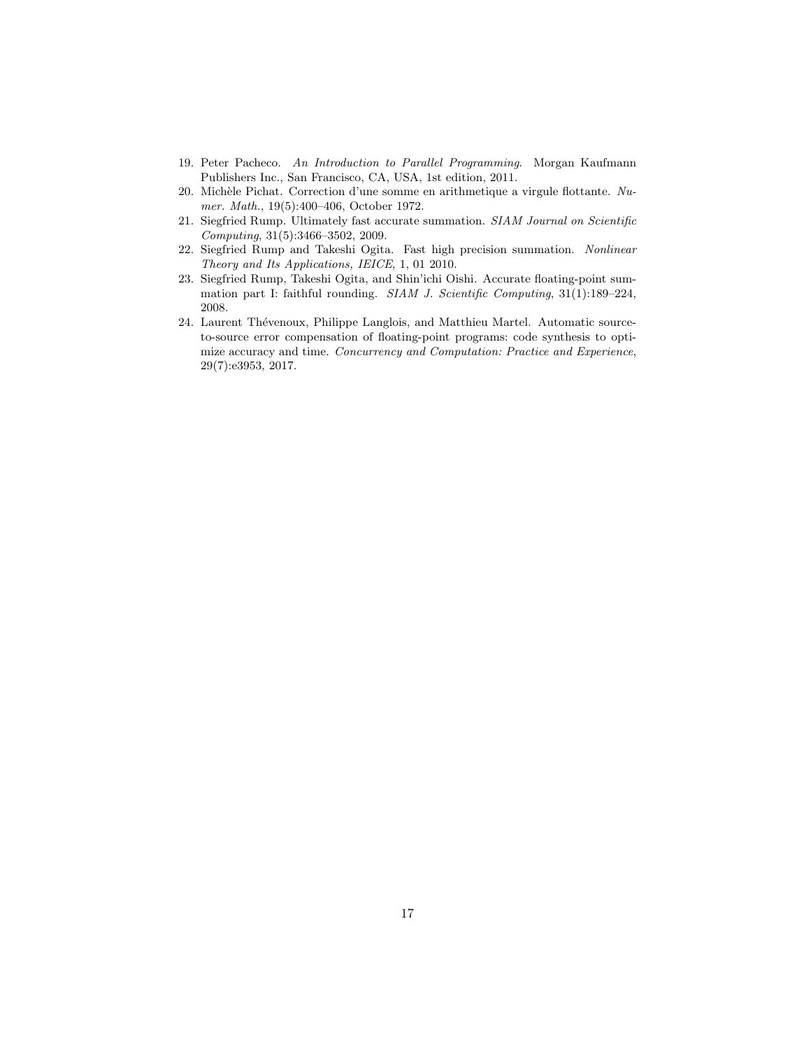19. Peter Pacheco. *An Introduction to Parallel Programming*. Morgan Kaufmann Publishers Inc., San Francisco, CA, USA, 1st edition, 2011.
20. Michèle Pichat. Correction d'une somme en arithmetique a virgule flottante. *Numer. Math.*, 19(5):400–406, October 1972.
21. Siegfried Rump. Ultimately fast accurate summation. *SIAM Journal on Scientific Computing*, 31(5):3466–3502, 2009.
22. Siegfried Rump and Takeshi Ogita. Fast high precision summation. *Nonlinear Theory and Its Applications, IEICE*, 1, 01 2010.
23. Siegfried Rump, Takeshi Ogita, and Shin'ichi Oishi. Accurate floating-point summation part I: faithful rounding. *SIAM J. Scientific Computing*, 31(1):189–224, 2008.
24. Laurent Thévenoux, Philippe Langlois, and Matthieu Martel. Automatic source-to-source error compensation of floating-point programs: code synthesis to optimize accuracy and time. *Concurrency and Computation: Practice and Experience*, 29(7):e3953, 2017.